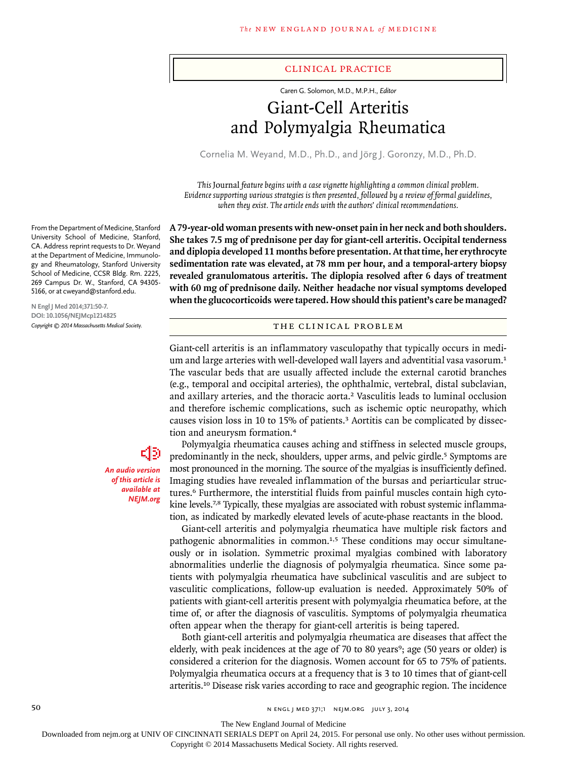CLINICAL PRACTICE

Caren G. Solomon, M.D., M.P.H., *Editor*

# Giant-Cell Arteritis and Polymyalgia Rheumatica

Cornelia M. Weyand, M.D., Ph.D., and Jörg J. Goronzy, M.D., Ph.D.

*This* Journal *feature begins with a case vignette highlighting a common clinical problem. Evidence supporting various strategies is then presented, followed by a review of formal guidelines, when they exist. The article ends with the authors' clinical recommendations.*

From the Department of Medicine, Stanford University School of Medicine, Stanford, CA. Address reprint requests to Dr. Weyand at the Department of Medicine, Immunology and Rheumatology, Stanford University School of Medicine, CCSR Bldg. Rm. 2225, 269 Campus Dr. W., Stanford, CA 94305-5166, or at cweyand@stanford.edu.

**N Engl J Med 2014;371:50-7.**
**DOI: 10.1056/NEJMcp1214825**
*Copyright © 2014 Massachusetts Medical Society.*

***An audio version of this article is available at NEJM.org***

**A 79-year-old woman presents with new-onset pain in her neck and both shoulders. She takes 7.5 mg of prednisone per day for giant-cell arteritis. Occipital tenderness and diplopia developed 11 months before presentation. At that time, her erythrocyte sedimentation rate was elevated, at 78 mm per hour, and a temporal-artery biopsy revealed granulomatous arteritis. The diplopia resolved after 6 days of treatment with 60 mg of prednisone daily. Neither headache nor visual symptoms developed when the glucocorticoids were tapered. How should this patient's care be managed?**

## THE CLINICAL PROBLEM

Giant-cell arteritis is an inflammatory vasculopathy that typically occurs in medium and large arteries with well-developed wall layers and adventitial vasa vasorum.[1] The vascular beds that are usually affected include the external carotid branches (e.g., temporal and occipital arteries), the ophthalmic, vertebral, distal subclavian, and axillary arteries, and the thoracic aorta.[2] Vasculitis leads to luminal occlusion and therefore ischemic complications, such as ischemic optic neuropathy, which causes vision loss in 10 to 15% of patients.[3] Aortitis can be complicated by dissection and aneurysm formation.[4]

Polymyalgia rheumatica causes aching and stiffness in selected muscle groups, predominantly in the neck, shoulders, upper arms, and pelvic girdle.[5] Symptoms are most pronounced in the morning. The source of the myalgias is insufficiently defined. Imaging studies have revealed inflammation of the bursas and periarticular structures.[6] Furthermore, the interstitial fluids from painful muscles contain high cytokine levels.[7,8] Typically, these myalgias are associated with robust systemic inflammation, as indicated by markedly elevated levels of acute-phase reactants in the blood.

Giant-cell arteritis and polymyalgia rheumatica have multiple risk factors and pathogenic abnormalities in common.[1,5] These conditions may occur simultaneously or in isolation. Symmetric proximal myalgias combined with laboratory abnormalities underlie the diagnosis of polymyalgia rheumatica. Since some patients with polymyalgia rheumatica have subclinical vasculitis and are subject to vasculitic complications, follow-up evaluation is needed. Approximately 50% of patients with giant-cell arteritis present with polymyalgia rheumatica before, at the time of, or after the diagnosis of vasculitis. Symptoms of polymyalgia rheumatica often appear when the therapy for giant-cell arteritis is being tapered.

Both giant-cell arteritis and polymyalgia rheumatica are diseases that affect the elderly, with peak incidences at the age of 70 to 80 years[9]; age (50 years or older) is considered a criterion for the diagnosis. Women account for 65 to 75% of patients. Polymyalgia rheumatica occurs at a frequency that is 3 to 10 times that of giant-cell arteritis.[10] Disease risk varies according to race and geographic region. The incidence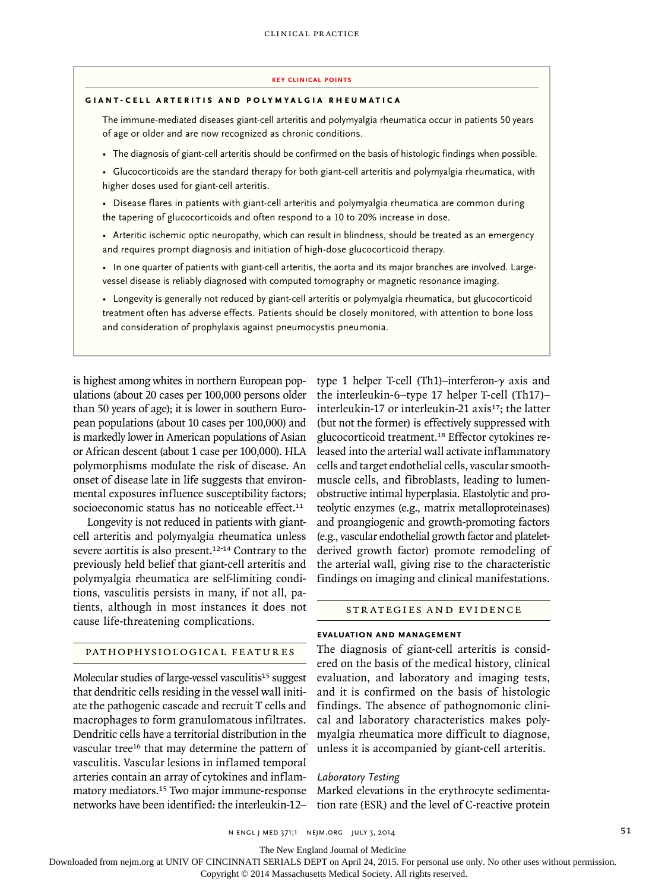## KEY CLINICAL POINTS

### GIANT-CELL ARTERITIS AND POLYMYALGIA RHEUMATICA

The immune-mediated diseases giant-cell arteritis and polymyalgia rheumatica occur in patients 50 years of age or older and are now recognized as chronic conditions.

- The diagnosis of giant-cell arteritis should be confirmed on the basis of histologic findings when possible.
- Glucocorticoids are the standard therapy for both giant-cell arteritis and polymyalgia rheumatica, with higher doses used for giant-cell arteritis.
- Disease flares in patients with giant-cell arteritis and polymyalgia rheumatica are common during the tapering of glucocorticoids and often respond to a 10 to 20% increase in dose.
- Arteritic ischemic optic neuropathy, which can result in blindness, should be treated as an emergency and requires prompt diagnosis and initiation of high-dose glucocorticoid therapy.
- In one quarter of patients with giant-cell arteritis, the aorta and its major branches are involved. Large-vessel disease is reliably diagnosed with computed tomography or magnetic resonance imaging.
- Longevity is generally not reduced by giant-cell arteritis or polymyalgia rheumatica, but glucocorticoid treatment often has adverse effects. Patients should be closely monitored, with attention to bone loss and consideration of prophylaxis against pneumocystis pneumonia.

is highest among whites in northern European populations (about 20 cases per 100,000 persons older than 50 years of age); it is lower in southern European populations (about 10 cases per 100,000) and is markedly lower in American populations of Asian or African descent (about 1 case per 100,000). HLA polymorphisms modulate the risk of disease. An onset of disease late in life suggests that environmental exposures influence susceptibility factors; socioeconomic status has no noticeable effect.[11]

Longevity is not reduced in patients with giant-cell arteritis and polymyalgia rheumatica unless severe aortitis is also present.[12-14] Contrary to the previously held belief that giant-cell arteritis and polymyalgia rheumatica are self-limiting conditions, vasculitis persists in many, if not all, patients, although in most instances it does not cause life-threatening complications.

## PATHOPHYSIOLOGICAL FEATURES

Molecular studies of large-vessel vasculitis[15] suggest that dendritic cells residing in the vessel wall initiate the pathogenic cascade and recruit T cells and macrophages to form granulomatous infiltrates. Dendritic cells have a territorial distribution in the vascular tree[16] that may determine the pattern of vasculitis. Vascular lesions in inflamed temporal arteries contain an array of cytokines and inflammatory mediators.[15] Two major immune-response networks have been identified: the interleukin-12–type 1 helper T-cell (Th1)–interferon-γ axis and the interleukin-6–type 17 helper T-cell (Th17)–interleukin-17 or interleukin-21 axis[17]; the latter (but not the former) is effectively suppressed with glucocorticoid treatment.[18] Effector cytokines released into the arterial wall activate inflammatory cells and target endothelial cells, vascular smooth-muscle cells, and fibroblasts, leading to lumen-obstructive intimal hyperplasia. Elastolytic and proteolytic enzymes (e.g., matrix metalloproteinases) and proangiogenic and growth-promoting factors (e.g., vascular endothelial growth factor and platelet-derived growth factor) promote remodeling of the arterial wall, giving rise to the characteristic findings on imaging and clinical manifestations.

## STRATEGIES AND EVIDENCE

### EVALUATION AND MANAGEMENT

The diagnosis of giant-cell arteritis is considered on the basis of the medical history, clinical evaluation, and laboratory and imaging tests, and it is confirmed on the basis of histologic findings. The absence of pathognomonic clinical and laboratory characteristics makes polymyalgia rheumatica more difficult to diagnose, unless it is accompanied by giant-cell arteritis.

#### *Laboratory Testing*

Marked elevations in the erythrocyte sedimentation rate (ESR) and the level of C-reactive protein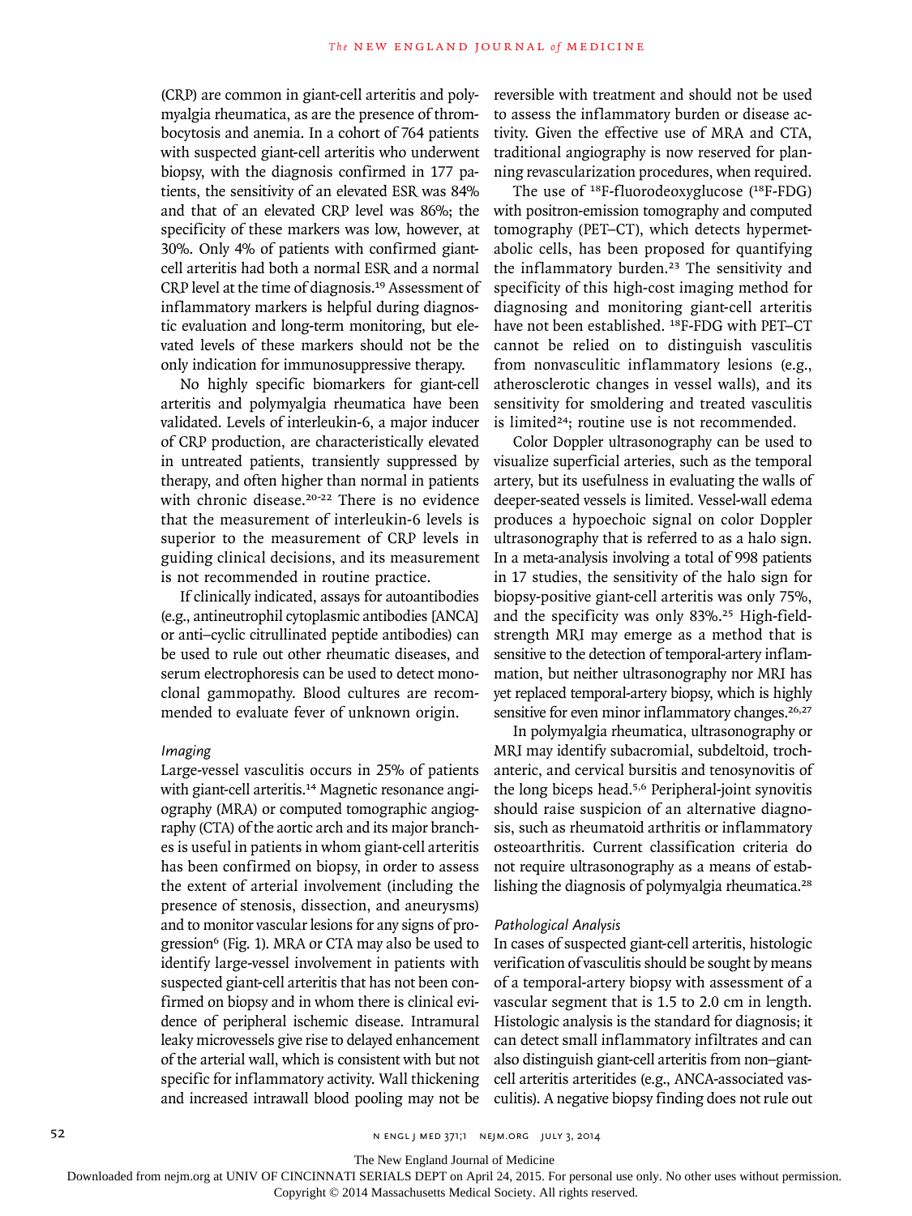(CRP) are common in giant-cell arteritis and polymyalgia rheumatica, as are the presence of thrombocytosis and anemia. In a cohort of 764 patients with suspected giant-cell arteritis who underwent biopsy, with the diagnosis confirmed in 177 patients, the sensitivity of an elevated ESR was 84% and that of an elevated CRP level was 86%; the specificity of these markers was low, however, at 30%. Only 4% of patients with confirmed giant-cell arteritis had both a normal ESR and a normal CRP level at the time of diagnosis.[19] Assessment of inflammatory markers is helpful during diagnostic evaluation and long-term monitoring, but elevated levels of these markers should not be the only indication for immunosuppressive therapy.

No highly specific biomarkers for giant-cell arteritis and polymyalgia rheumatica have been validated. Levels of interleukin-6, a major inducer of CRP production, are characteristically elevated in untreated patients, transiently suppressed by therapy, and often higher than normal in patients with chronic disease.[20-22] There is no evidence that the measurement of interleukin-6 levels is superior to the measurement of CRP levels in guiding clinical decisions, and its measurement is not recommended in routine practice.

If clinically indicated, assays for autoantibodies (e.g., antineutrophil cytoplasmic antibodies [ANCA] or anti–cyclic citrullinated peptide antibodies) can be used to rule out other rheumatic diseases, and serum electrophoresis can be used to detect monoclonal gammopathy. Blood cultures are recommended to evaluate fever of unknown origin.

### *Imaging*

Large-vessel vasculitis occurs in 25% of patients with giant-cell arteritis.[14] Magnetic resonance angiography (MRA) or computed tomographic angiography (CTA) of the aortic arch and its major branches is useful in patients in whom giant-cell arteritis has been confirmed on biopsy, in order to assess the extent of arterial involvement (including the presence of stenosis, dissection, and aneurysms) and to monitor vascular lesions for any signs of progression[6] (Fig. 1). MRA or CTA may also be used to identify large-vessel involvement in patients with suspected giant-cell arteritis that has not been confirmed on biopsy and in whom there is clinical evidence of peripheral ischemic disease. Intramural leaky microvessels give rise to delayed enhancement of the arterial wall, which is consistent with but not specific for inflammatory activity. Wall thickening and increased intrawall blood pooling may not be reversible with treatment and should not be used to assess the inflammatory burden or disease activity. Given the effective use of MRA and CTA, traditional angiography is now reserved for planning revascularization procedures, when required.

The use of $^{18}$F-fluorodeoxyglucose ($^{18}$F-FDG) with positron-emission tomography and computed tomography (PET–CT), which detects hypermetabolic cells, has been proposed for quantifying the inflammatory burden.[23] The sensitivity and specificity of this high-cost imaging method for diagnosing and monitoring giant-cell arteritis have not been established. $^{18}$F-FDG with PET–CT cannot be relied on to distinguish vasculitis from nonvasculitic inflammatory lesions (e.g., atherosclerotic changes in vessel walls), and its sensitivity for smoldering and treated vasculitis is limited[24]; routine use is not recommended.

Color Doppler ultrasonography can be used to visualize superficial arteries, such as the temporal artery, but its usefulness in evaluating the walls of deeper-seated vessels is limited. Vessel-wall edema produces a hypoechoic signal on color Doppler ultrasonography that is referred to as a halo sign. In a meta-analysis involving a total of 998 patients in 17 studies, the sensitivity of the halo sign for biopsy-positive giant-cell arteritis was only 75%, and the specificity was only 83%.[25] High-field-strength MRI may emerge as a method that is sensitive to the detection of temporal-artery inflammation, but neither ultrasonography nor MRI has yet replaced temporal-artery biopsy, which is highly sensitive for even minor inflammatory changes.[26,27]

In polymyalgia rheumatica, ultrasonography or MRI may identify subacromial, subdeltoid, trochanteric, and cervical bursitis and tenosynovitis of the long biceps head.[5,6] Peripheral-joint synovitis should raise suspicion of an alternative diagnosis, such as rheumatoid arthritis or inflammatory osteoarthritis. Current classification criteria do not require ultrasonography as a means of establishing the diagnosis of polymyalgia rheumatica.[28]

### *Pathological Analysis*

In cases of suspected giant-cell arteritis, histologic verification of vasculitis should be sought by means of a temporal-artery biopsy with assessment of a vascular segment that is 1.5 to 2.0 cm in length. Histologic analysis is the standard for diagnosis; it can detect small inflammatory infiltrates and can also distinguish giant-cell arteritis from non–giant-cell arteritis arteritides (e.g., ANCA-associated vasculitis). A negative biopsy finding does not rule out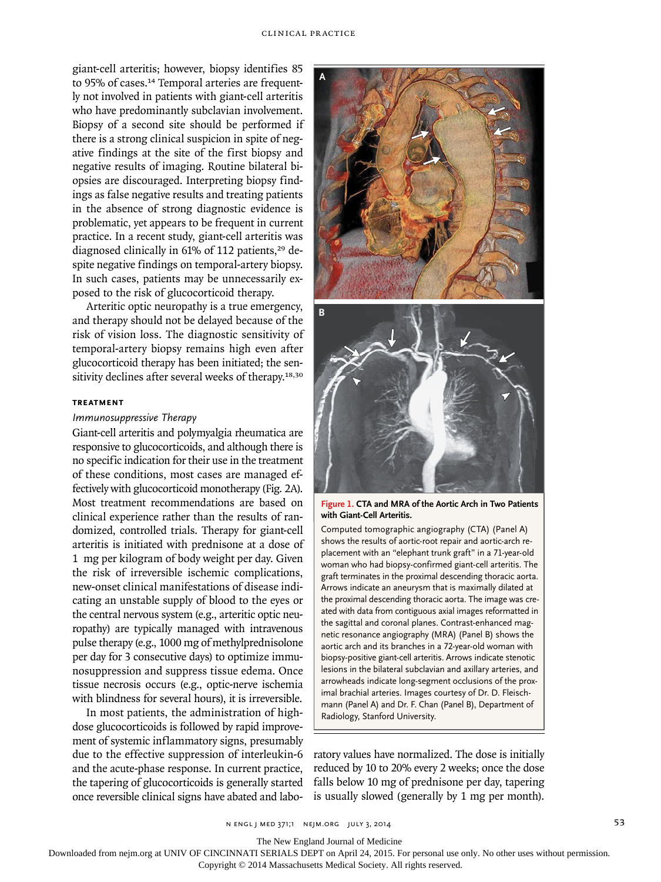giant-cell arteritis; however, biopsy identifies 85 to 95% of cases.[14] Temporal arteries are frequently not involved in patients with giant-cell arteritis who have predominantly subclavian involvement. Biopsy of a second site should be performed if there is a strong clinical suspicion in spite of negative findings at the site of the first biopsy and negative results of imaging. Routine bilateral biopsies are discouraged. Interpreting biopsy findings as false negative results and treating patients in the absence of strong diagnostic evidence is problematic, yet appears to be frequent in current practice. In a recent study, giant-cell arteritis was diagnosed clinically in 61% of 112 patients,[29] despite negative findings on temporal-artery biopsy. In such cases, patients may be unnecessarily exposed to the risk of glucocorticoid therapy.

Arteritic optic neuropathy is a true emergency, and therapy should not be delayed because of the risk of vision loss. The diagnostic sensitivity of temporal-artery biopsy remains high even after glucocorticoid therapy has been initiated; the sensitivity declines after several weeks of therapy.[18,30]

**Figure 1. CTA and MRA of the Aortic Arch in Two Patients with Giant-Cell Arteritis.**

Computed tomographic angiography (CTA) (Panel A) shows the results of aortic-root repair and aortic-arch replacement with an "elephant trunk graft" in a 71-year-old woman who had biopsy-confirmed giant-cell arteritis. The graft terminates in the proximal descending thoracic aorta. Arrows indicate an aneurysm that is maximally dilated at the proximal descending thoracic aorta. The image was created with data from contiguous axial images reformatted in the sagittal and coronal planes. Contrast-enhanced magnetic resonance angiography (MRA) (Panel B) shows the aortic arch and its branches in a 72-year-old woman with biopsy-positive giant-cell arteritis. Arrows indicate stenotic lesions in the bilateral subclavian and axillary arteries, and arrowheads indicate long-segment occlusions of the proximal brachial arteries. Images courtesy of Dr. D. Fleischmann (Panel A) and Dr. F. Chan (Panel B), Department of Radiology, Stanford University.

## TREATMENT

### *Immunosuppressive Therapy*

Giant-cell arteritis and polymyalgia rheumatica are responsive to glucocorticoids, and although there is no specific indication for their use in the treatment of these conditions, most cases are managed effectively with glucocorticoid monotherapy (Fig. 2A). Most treatment recommendations are based on clinical experience rather than the results of randomized, controlled trials. Therapy for giant-cell arteritis is initiated with prednisone at a dose of 1 mg per kilogram of body weight per day. Given the risk of irreversible ischemic complications, new-onset clinical manifestations of disease indicating an unstable supply of blood to the eyes or the central nervous system (e.g., arteritic optic neuropathy) are typically managed with intravenous pulse therapy (e.g., 1000 mg of methylprednisolone per day for 3 consecutive days) to optimize immunosuppression and suppress tissue edema. Once tissue necrosis occurs (e.g., optic-nerve ischemia with blindness for several hours), it is irreversible.

In most patients, the administration of high-dose glucocorticoids is followed by rapid improvement of systemic inflammatory signs, presumably due to the effective suppression of interleukin-6 and the acute-phase response. In current practice, the tapering of glucocorticoids is generally started once reversible clinical signs have abated and laboratory values have normalized. The dose is initially reduced by 10 to 20% every 2 weeks; once the dose falls below 10 mg of prednisone per day, tapering is usually slowed (generally by 1 mg per month).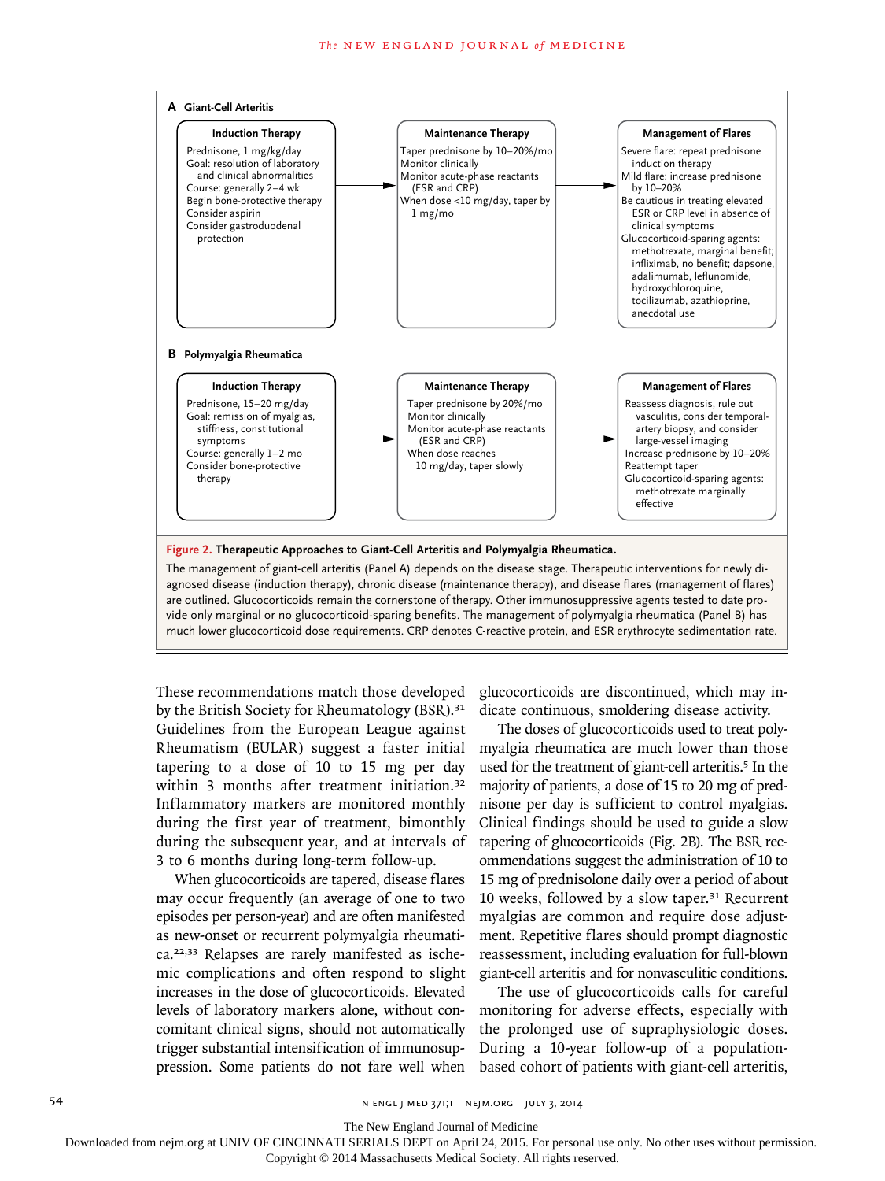**A Giant-Cell Arteritis**

**Induction Therapy**
Prednisone, 1 mg/kg/day
Goal: resolution of laboratory and clinical abnormalities
Course: generally 2–4 wk
Begin bone-protective therapy
Consider aspirin
Consider gastroduodenal protection

→

**Maintenance Therapy**
Taper prednisone by 10–20%/mo
Monitor clinically
Monitor acute-phase reactants (ESR and CRP)
When dose <10 mg/day, taper by 1 mg/mo

→

**Management of Flares**
Severe flare: repeat prednisone induction therapy
Mild flare: increase prednisone by 10–20%
Be cautious in treating elevated ESR or CRP level in absence of clinical symptoms
Glucocorticoid-sparing agents: methotrexate, marginal benefit; infliximab, no benefit; dapsone, adalimumab, leflunomide, hydroxychloroquine, tocilizumab, azathioprine, anecdotal use

**B Polymyalgia Rheumatica**

**Induction Therapy**
Prednisone, 15–20 mg/day
Goal: remission of myalgias, stiffness, constitutional symptoms
Course: generally 1–2 mo
Consider bone-protective therapy

→

**Maintenance Therapy**
Taper prednisone by 20%/mo
Monitor clinically
Monitor acute-phase reactants (ESR and CRP)
When dose reaches 10 mg/day, taper slowly

→

**Management of Flares**
Reassess diagnosis, rule out vasculitis, consider temporal-artery biopsy, and consider large-vessel imaging
Increase prednisone by 10–20%
Reattempt taper
Glucocorticoid-sparing agents: methotrexate marginally effective

**Figure 2. Therapeutic Approaches to Giant-Cell Arteritis and Polymyalgia Rheumatica.**

The management of giant-cell arteritis (Panel A) depends on the disease stage. Therapeutic interventions for newly diagnosed disease (induction therapy), chronic disease (maintenance therapy), and disease flares (management of flares) are outlined. Glucocorticoids remain the cornerstone of therapy. Other immunosuppressive agents tested to date provide only marginal or no glucocorticoid-sparing benefits. The management of polymyalgia rheumatica (Panel B) has much lower glucocorticoid dose requirements. CRP denotes C-reactive protein, and ESR erythrocyte sedimentation rate.

These recommendations match those developed by the British Society for Rheumatology (BSR).[31] Guidelines from the European League against Rheumatism (EULAR) suggest a faster initial tapering to a dose of 10 to 15 mg per day within 3 months after treatment initiation.[32] Inflammatory markers are monitored monthly during the first year of treatment, bimonthly during the subsequent year, and at intervals of 3 to 6 months during long-term follow-up.

When glucocorticoids are tapered, disease flares may occur frequently (an average of one to two episodes per person-year) and are often manifested as new-onset or recurrent polymyalgia rheumatica.[22,33] Relapses are rarely manifested as ischemic complications and often respond to slight increases in the dose of glucocorticoids. Elevated levels of laboratory markers alone, without concomitant clinical signs, should not automatically trigger substantial intensification of immunosuppression. Some patients do not fare well when glucocorticoids are discontinued, which may indicate continuous, smoldering disease activity.

The doses of glucocorticoids used to treat polymyalgia rheumatica are much lower than those used for the treatment of giant-cell arteritis.[5] In the majority of patients, a dose of 15 to 20 mg of prednisone per day is sufficient to control myalgias. Clinical findings should be used to guide a slow tapering of glucocorticoids (Fig. 2B). The BSR recommendations suggest the administration of 10 to 15 mg of prednisolone daily over a period of about 10 weeks, followed by a slow taper.[31] Recurrent myalgias are common and require dose adjustment. Repetitive flares should prompt diagnostic reassessment, including evaluation for full-blown giant-cell arteritis and for nonvasculitic conditions.

The use of glucocorticoids calls for careful monitoring for adverse effects, especially with the prolonged use of supraphysiologic doses. During a 10-year follow-up of a population-based cohort of patients with giant-cell arteritis,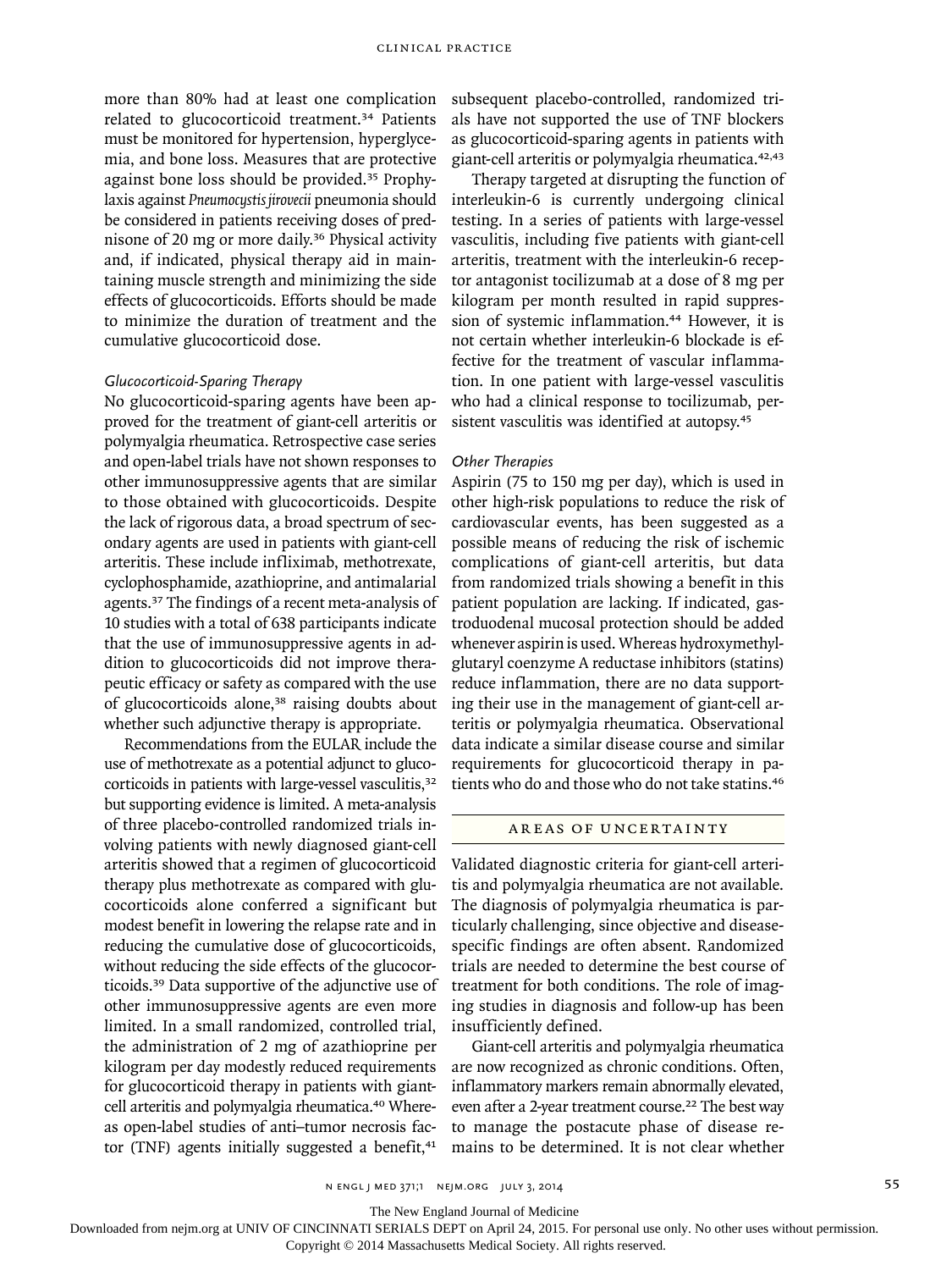more than 80% had at least one complication related to glucocorticoid treatment.[34] Patients must be monitored for hypertension, hyperglycemia, and bone loss. Measures that are protective against bone loss should be provided.[35] Prophylaxis against *Pneumocystis jirovecii* pneumonia should be considered in patients receiving doses of prednisone of 20 mg or more daily.[36] Physical activity and, if indicated, physical therapy aid in maintaining muscle strength and minimizing the side effects of glucocorticoids. Efforts should be made to minimize the duration of treatment and the cumulative glucocorticoid dose.

### *Glucocorticoid-Sparing Therapy*

No glucocorticoid-sparing agents have been approved for the treatment of giant-cell arteritis or polymyalgia rheumatica. Retrospective case series and open-label trials have not shown responses to other immunosuppressive agents that are similar to those obtained with glucocorticoids. Despite the lack of rigorous data, a broad spectrum of secondary agents are used in patients with giant-cell arteritis. These include infliximab, methotrexate, cyclophosphamide, azathioprine, and antimalarial agents.[37] The findings of a recent meta-analysis of 10 studies with a total of 638 participants indicate that the use of immunosuppressive agents in addition to glucocorticoids did not improve therapeutic efficacy or safety as compared with the use of glucocorticoids alone,[38] raising doubts about whether such adjunctive therapy is appropriate.

Recommendations from the EULAR include the use of methotrexate as a potential adjunct to glucocorticoids in patients with large-vessel vasculitis,[32] but supporting evidence is limited. A meta-analysis of three placebo-controlled randomized trials involving patients with newly diagnosed giant-cell arteritis showed that a regimen of glucocorticoid therapy plus methotrexate as compared with glucocorticoids alone conferred a significant but modest benefit in lowering the relapse rate and in reducing the cumulative dose of glucocorticoids, without reducing the side effects of the glucocorticoids.[39] Data supportive of the adjunctive use of other immunosuppressive agents are even more limited. In a small randomized, controlled trial, the administration of 2 mg of azathioprine per kilogram per day modestly reduced requirements for glucocorticoid therapy in patients with giant-cell arteritis and polymyalgia rheumatica.[40] Whereas open-label studies of anti–tumor necrosis factor (TNF) agents initially suggested a benefit,[41] subsequent placebo-controlled, randomized trials have not supported the use of TNF blockers as glucocorticoid-sparing agents in patients with giant-cell arteritis or polymyalgia rheumatica.[42,43]

Therapy targeted at disrupting the function of interleukin-6 is currently undergoing clinical testing. In a series of patients with large-vessel vasculitis, including five patients with giant-cell arteritis, treatment with the interleukin-6 receptor antagonist tocilizumab at a dose of 8 mg per kilogram per month resulted in rapid suppression of systemic inflammation.[44] However, it is not certain whether interleukin-6 blockade is effective for the treatment of vascular inflammation. In one patient with large-vessel vasculitis who had a clinical response to tocilizumab, persistent vasculitis was identified at autopsy.[45]

### *Other Therapies*

Aspirin (75 to 150 mg per day), which is used in other high-risk populations to reduce the risk of cardiovascular events, has been suggested as a possible means of reducing the risk of ischemic complications of giant-cell arteritis, but data from randomized trials showing a benefit in this patient population are lacking. If indicated, gastroduodenal mucosal protection should be added whenever aspirin is used. Whereas hydroxymethylglutaryl coenzyme A reductase inhibitors (statins) reduce inflammation, there are no data supporting their use in the management of giant-cell arteritis or polymyalgia rheumatica. Observational data indicate a similar disease course and similar requirements for glucocorticoid therapy in patients who do and those who do not take statins.[46]

## AREAS OF UNCERTAINTY

Validated diagnostic criteria for giant-cell arteritis and polymyalgia rheumatica are not available. The diagnosis of polymyalgia rheumatica is particularly challenging, since objective and disease-specific findings are often absent. Randomized trials are needed to determine the best course of treatment for both conditions. The role of imaging studies in diagnosis and follow-up has been insufficiently defined.

Giant-cell arteritis and polymyalgia rheumatica are now recognized as chronic conditions. Often, inflammatory markers remain abnormally elevated, even after a 2-year treatment course.[22] The best way to manage the postacute phase of disease remains to be determined. It is not clear whether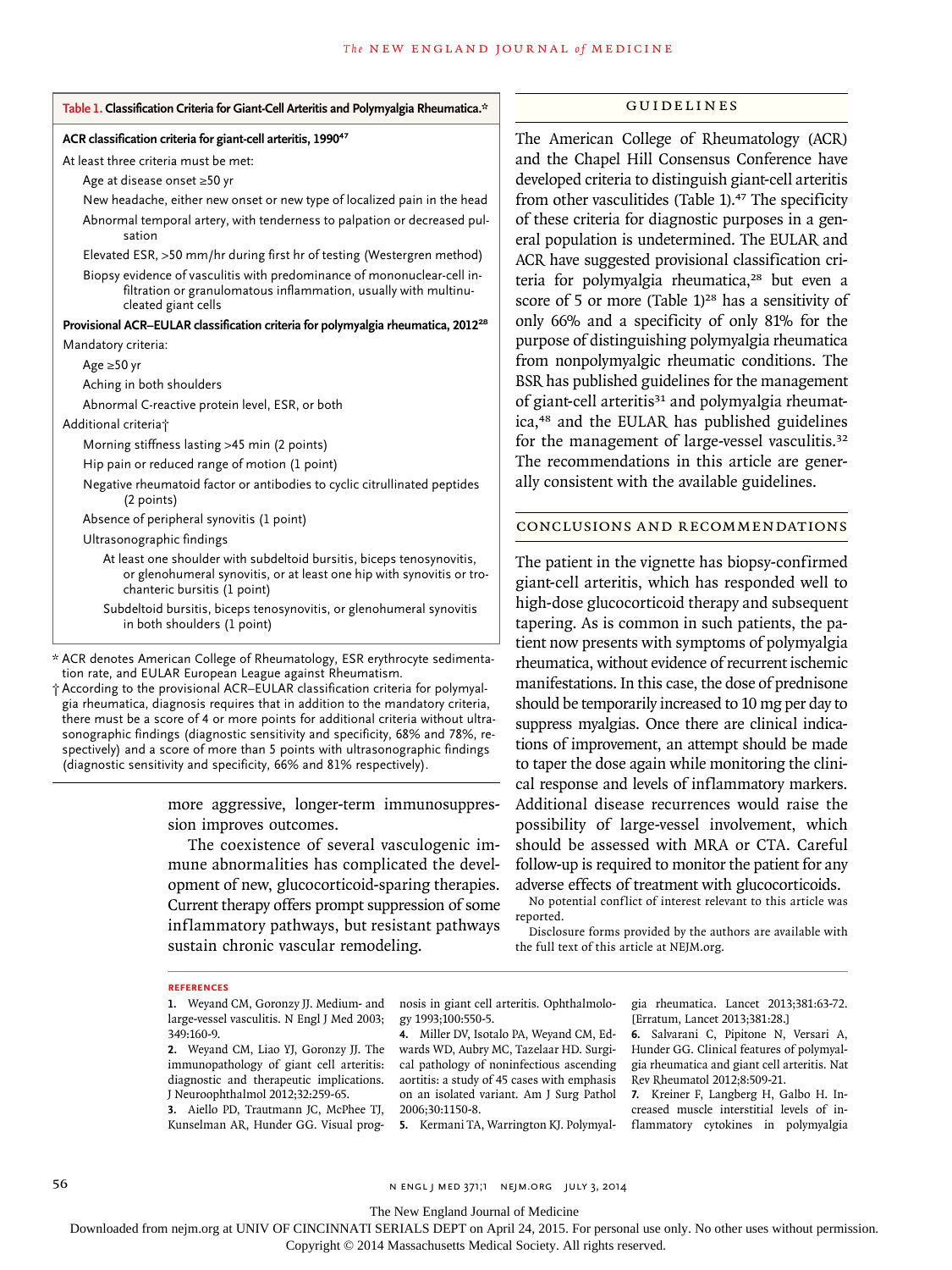**Table 1. Classification Criteria for Giant-Cell Arteritis and Polymyalgia Rheumatica.***

**ACR classification criteria for giant-cell arteritis, 1990**[47]

At least three criteria must be met:

- Age at disease onset ≥50 yr
- New headache, either new onset or new type of localized pain in the head
- Abnormal temporal artery, with tenderness to palpation or decreased pulsation
- Elevated ESR, >50 mm/hr during first hr of testing (Westergren method)
- Biopsy evidence of vasculitis with predominance of mononuclear-cell infiltration or granulomatous inflammation, usually with multinucleated giant cells

**Provisional ACR–EULAR classification criteria for polymyalgia rheumatica, 2012**[28]

Mandatory criteria:

- Age ≥50 yr
- Aching in both shoulders
- Abnormal C-reactive protein level, ESR, or both

Additional criteria†

- Morning stiffness lasting >45 min (2 points)
- Hip pain or reduced range of motion (1 point)
- Negative rheumatoid factor or antibodies to cyclic citrullinated peptides (2 points)
- Absence of peripheral synovitis (1 point)
- Ultrasonographic findings
  - At least one shoulder with subdeltoid bursitis, biceps tenosynovitis, or glenohumeral synovitis, or at least one hip with synovitis or trochanteric bursitis (1 point)
  - Subdeltoid bursitis, biceps tenosynovitis, or glenohumeral synovitis in both shoulders (1 point)

\* ACR denotes American College of Rheumatology, ESR erythrocyte sedimentation rate, and EULAR European League against Rheumatism.

† According to the provisional ACR–EULAR classification criteria for polymyalgia rheumatica, diagnosis requires that in addition to the mandatory criteria, there must be a score of 4 or more points for additional criteria without ultrasonographic findings (diagnostic sensitivity and specificity, 68% and 78%, respectively) and a score of more than 5 points with ultrasonographic findings (diagnostic sensitivity and specificity, 66% and 81% respectively).

more aggressive, longer-term immunosuppression improves outcomes.

The coexistence of several vasculogenic immune abnormalities has complicated the development of new, glucocorticoid-sparing therapies. Current therapy offers prompt suppression of some inflammatory pathways, but resistant pathways sustain chronic vascular remodeling.

## GUIDELINES

The American College of Rheumatology (ACR) and the Chapel Hill Consensus Conference have developed criteria to distinguish giant-cell arteritis from other vasculitides (Table 1).[47] The specificity of these criteria for diagnostic purposes in a general population is undetermined. The EULAR and ACR have suggested provisional classification criteria for polymyalgia rheumatica,[28] but even a score of 5 or more (Table 1)[28] has a sensitivity of only 66% and a specificity of only 81% for the purpose of distinguishing polymyalgia rheumatica from nonpolymyalgic rheumatic conditions. The BSR has published guidelines for the management of giant-cell arteritis[31] and polymyalgia rheumatica,[48] and the EULAR has published guidelines for the management of large-vessel vasculitis.[32] The recommendations in this article are generally consistent with the available guidelines.

## CONCLUSIONS AND RECOMMENDATIONS

The patient in the vignette has biopsy-confirmed giant-cell arteritis, which has responded well to high-dose glucocorticoid therapy and subsequent tapering. As is common in such patients, the patient now presents with symptoms of polymyalgia rheumatica, without evidence of recurrent ischemic manifestations. In this case, the dose of prednisone should be temporarily increased to 10 mg per day to suppress myalgias. Once there are clinical indications of improvement, an attempt should be made to taper the dose again while monitoring the clinical response and levels of inflammatory markers. Additional disease recurrences would raise the possibility of large-vessel involvement, which should be assessed with MRA or CTA. Careful follow-up is required to monitor the patient for any adverse effects of treatment with glucocorticoids.

No potential conflict of interest relevant to this article was reported.

Disclosure forms provided by the authors are available with the full text of this article at NEJM.org.

### REFERENCES

1. Weyand CM, Goronzy JJ. Medium- and large-vessel vasculitis. N Engl J Med 2003;349:160-9.
2. Weyand CM, Liao YJ, Goronzy JJ. The immunopathology of giant cell arteritis: diagnostic and therapeutic implications. J Neuroophthalmol 2012;32:259-65.
3. Aiello PD, Trautmann JC, McPhee TJ, Kunselman AR, Hunder GG. Visual prognosis in giant cell arteritis. Ophthalmology 1993;100:550-5.
4. Miller DV, Isotalo PA, Weyand CM, Edwards WD, Aubry MC, Tazelaar HD. Surgical pathology of noninfectious ascending aortitis: a study of 45 cases with emphasis on an isolated variant. Am J Surg Pathol 2006;30:1150-8.
5. Kermani TA, Warrington KJ. Polymyalgia rheumatica. Lancet 2013;381:63-72. [Erratum, Lancet 2013;381:28.]
6. Salvarani C, Pipitone N, Versari A, Hunder GG. Clinical features of polymyalgia rheumatica and giant cell arteritis. Nat Rev Rheumatol 2012;8:509-21.
7. Kreiner F, Langberg H, Galbo H. Increased muscle interstitial levels of inflammatory cytokines in polymyalgia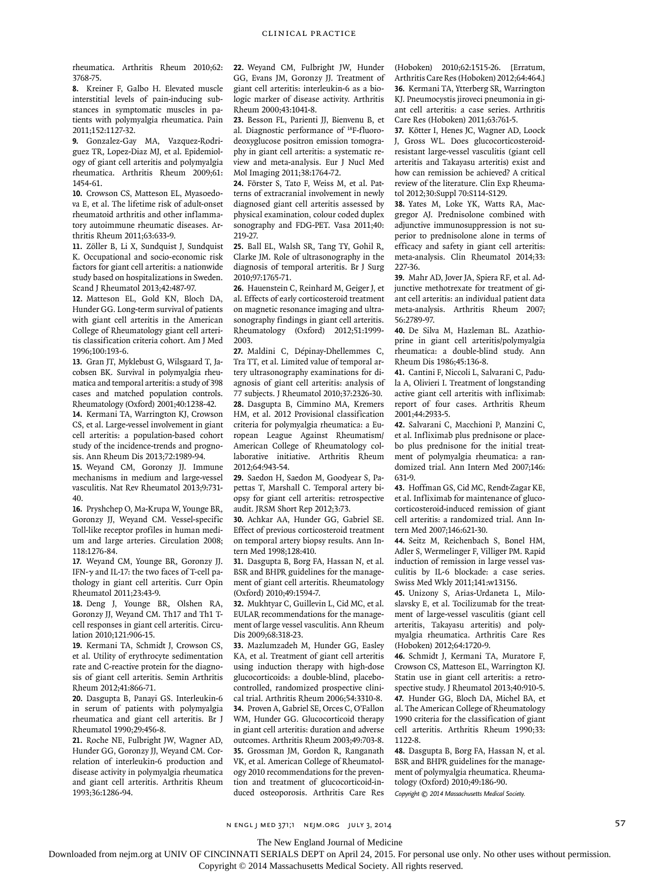rheumatica. Arthritis Rheum 2010;62: 3768-75.

**8.** Kreiner F, Galbo H. Elevated muscle interstitial levels of pain-inducing substances in symptomatic muscles in patients with polymyalgia rheumatica. Pain 2011;152:1127-32.

**9.** Gonzalez-Gay MA, Vazquez-Rodriguez TR, Lopez-Diaz MJ, et al. Epidemiology of giant cell arteritis and polymyalgia rheumatica. Arthritis Rheum 2009;61: 1454-61.

**10.** Crowson CS, Matteson EL, Myasoedova E, et al. The lifetime risk of adult-onset rheumatoid arthritis and other inflammatory autoimmune rheumatic diseases. Arthritis Rheum 2011;63:633-9.

**11.** Zöller B, Li X, Sundquist J, Sundquist K. Occupational and socio-economic risk factors for giant cell arteritis: a nationwide study based on hospitalizations in Sweden. Scand J Rheumatol 2013;42:487-97.

**12.** Matteson EL, Gold KN, Bloch DA, Hunder GG. Long-term survival of patients with giant cell arteritis in the American College of Rheumatology giant cell arteritis classification criteria cohort. Am J Med 1996;100:193-6.

**13.** Gran JT, Myklebust G, Wilsgaard T, Jacobsen BK. Survival in polymyalgia rheumatica and temporal arteritis: a study of 398 cases and matched population controls. Rheumatology (Oxford) 2001;40:1238-42.

**14.** Kermani TA, Warrington KJ, Crowson CS, et al. Large-vessel involvement in giant cell arteritis: a population-based cohort study of the incidence-trends and prognosis. Ann Rheum Dis 2013;72:1989-94.

**15.** Weyand CM, Goronzy JJ. Immune mechanisms in medium and large-vessel vasculitis. Nat Rev Rheumatol 2013;9:731-40.

**16.** Pryshchep O, Ma-Krupa W, Younge BR, Goronzy JJ, Weyand CM. Vessel-specific Toll-like receptor profiles in human medium and large arteries. Circulation 2008; 118:1276-84.

**17.** Weyand CM, Younge BR, Goronzy JJ. IFN-γ and IL-17: the two faces of T-cell pathology in giant cell arteritis. Curr Opin Rheumatol 2011;23:43-9.

**18.** Deng J, Younge BR, Olshen RA, Goronzy JJ, Weyand CM. Th17 and Th1 T-cell responses in giant cell arteritis. Circulation 2010;121:906-15.

**19.** Kermani TA, Schmidt J, Crowson CS, et al. Utility of erythrocyte sedimentation rate and C-reactive protein for the diagnosis of giant cell arteritis. Semin Arthritis Rheum 2012;41:866-71.

**20.** Dasgupta B, Panayi GS. Interleukin-6 in serum of patients with polymyalgia rheumatica and giant cell arteritis. Br J Rheumatol 1990;29:456-8.

**21.** Roche NE, Fulbright JW, Wagner AD, Hunder GG, Goronzy JJ, Weyand CM. Correlation of interleukin-6 production and disease activity in polymyalgia rheumatica and giant cell arteritis. Arthritis Rheum 1993;36:1286-94.

**22.** Weyand CM, Fulbright JW, Hunder GG, Evans JM, Goronzy JJ. Treatment of giant cell arteritis: interleukin-6 as a biologic marker of disease activity. Arthritis Rheum 2000;43:1041-8.

**23.** Besson FL, Parienti JJ, Bienvenu B, et al. Diagnostic performance of $^{18}$F-fluorodeoxyglucose positron emission tomography in giant cell arteritis: a systematic review and meta-analysis. Eur J Nucl Med Mol Imaging 2011;38:1764-72.

**24.** Förster S, Tato F, Weiss M, et al. Patterns of extracranial involvement in newly diagnosed giant cell arteritis assessed by physical examination, colour coded duplex sonography and FDG-PET. Vasa 2011;40: 219-27.

**25.** Ball EL, Walsh SR, Tang TY, Gohil R, Clarke JM. Role of ultrasonography in the diagnosis of temporal arteritis. Br J Surg 2010;97:1765-71.

**26.** Hauenstein C, Reinhard M, Geiger J, et al. Effects of early corticosteroid treatment on magnetic resonance imaging and ultrasonography findings in giant cell arteritis. Rheumatology (Oxford) 2012;51:1999-2003.

**27.** Maldini C, Dépinay-Dhellemmes C, Tra TT, et al. Limited value of temporal artery ultrasonography examinations for diagnosis of giant cell arteritis: analysis of 77 subjects. J Rheumatol 2010;37:2326-30.

**28.** Dasgupta B, Cimmino MA, Kremers HM, et al. 2012 Provisional classification criteria for polymyalgia rheumatica: a European League Against Rheumatism/ American College of Rheumatology collaborative initiative. Arthritis Rheum 2012;64:943-54.

**29.** Saedon H, Saedon M, Goodyear S, Papettas T, Marshall C. Temporal artery biopsy for giant cell arteritis: retrospective audit. JRSM Short Rep 2012;3:73.

**30.** Achkar AA, Hunder GG, Gabriel SE. Effect of previous corticosteroid treatment on temporal artery biopsy results. Ann Intern Med 1998;128:410.

**31.** Dasgupta B, Borg FA, Hassan N, et al. BSR and BHPR guidelines for the management of giant cell arteritis. Rheumatology (Oxford) 2010;49:1594-7.

**32.** Mukhtyar C, Guillevin L, Cid MC, et al. EULAR recommendations for the management of large vessel vasculitis. Ann Rheum Dis 2009;68:318-23.

**33.** Mazlumzadeh M, Hunder GG, Easley KA, et al. Treatment of giant cell arteritis using induction therapy with high-dose glucocorticoids: a double-blind, placebo-controlled, randomized prospective clinical trial. Arthritis Rheum 2006;54:3310-8.

**34.** Proven A, Gabriel SE, Orces C, O'Fallon WM, Hunder GG. Glucocorticoid therapy in giant cell arteritis: duration and adverse outcomes. Arthritis Rheum 2003;49:703-8.

**35.** Grossman JM, Gordon R, Ranganath VK, et al. American College of Rheumatology 2010 recommendations for the prevention and treatment of glucocorticoid-induced osteoporosis. Arthritis Care Res (Hoboken) 2010;62:1515-26. [Erratum, Arthritis Care Res (Hoboken) 2012;64:464.]

**36.** Kermani TA, Ytterberg SR, Warrington KJ. Pneumocystis jiroveci pneumonia in giant cell arteritis: a case series. Arthritis Care Res (Hoboken) 2011;63:761-5.

**37.** Kötter I, Henes JC, Wagner AD, Loock J, Gross WL. Does glucocorticosteroid-resistant large-vessel vasculitis (giant cell arteritis and Takayasu arteritis) exist and how can remission be achieved? A critical review of the literature. Clin Exp Rheumatol 2012;30:Suppl 70:S114-S129.

**38.** Yates M, Loke YK, Watts RA, Macgregor AJ. Prednisolone combined with adjunctive immunosuppression is not superior to prednisolone alone in terms of efficacy and safety in giant cell arteritis: meta-analysis. Clin Rheumatol 2014;33: 227-36.

**39.** Mahr AD, Jover JA, Spiera RF, et al. Adjunctive methotrexate for treatment of giant cell arteritis: an individual patient data meta-analysis. Arthritis Rheum 2007; 56:2789-97.

**40.** De Silva M, Hazleman BL. Azathioprine in giant cell arteritis/polymyalgia rheumatica: a double-blind study. Ann Rheum Dis 1986;45:136-8.

**41.** Cantini F, Niccoli L, Salvarani C, Padula A, Olivieri I. Treatment of longstanding active giant cell arteritis with infliximab: report of four cases. Arthritis Rheum 2001;44:2933-5.

**42.** Salvarani C, Macchioni P, Manzini C, et al. Infliximab plus prednisone or placebo plus prednisone for the initial treatment of polymyalgia rheumatica: a randomized trial. Ann Intern Med 2007;146: 631-9.

**43.** Hoffman GS, Cid MC, Rendt-Zagar KE, et al. Infliximab for maintenance of glucocorticosteroid-induced remission of giant cell arteritis: a randomized trial. Ann Intern Med 2007;146:621-30.

**44.** Seitz M, Reichenbach S, Bonel HM, Adler S, Wermelinger F, Villiger PM. Rapid induction of remission in large vessel vasculitis by IL-6 blockade: a case series. Swiss Med Wkly 2011;141:w13156.

**45.** Unizony S, Arias-Urdaneta L, Miloslavsky E, et al. Tocilizumab for the treatment of large-vessel vasculitis (giant cell arteritis, Takayasu arteritis) and polymyalgia rheumatica. Arthritis Care Res (Hoboken) 2012;64:1720-9.

**46.** Schmidt J, Kermani TA, Muratore F, Crowson CS, Matteson EL, Warrington KJ. Statin use in giant cell arteritis: a retrospective study. J Rheumatol 2013;40:910-5.

**47.** Hunder GG, Bloch DA, Michel BA, et al. The American College of Rheumatology 1990 criteria for the classification of giant cell arteritis. Arthritis Rheum 1990;33: 1122-8.

**48.** Dasgupta B, Borg FA, Hassan N, et al. BSR and BHPR guidelines for the management of polymyalgia rheumatica. Rheumatology (Oxford) 2010;49:186-90.

*Copyright © 2014 Massachusetts Medical Society.*